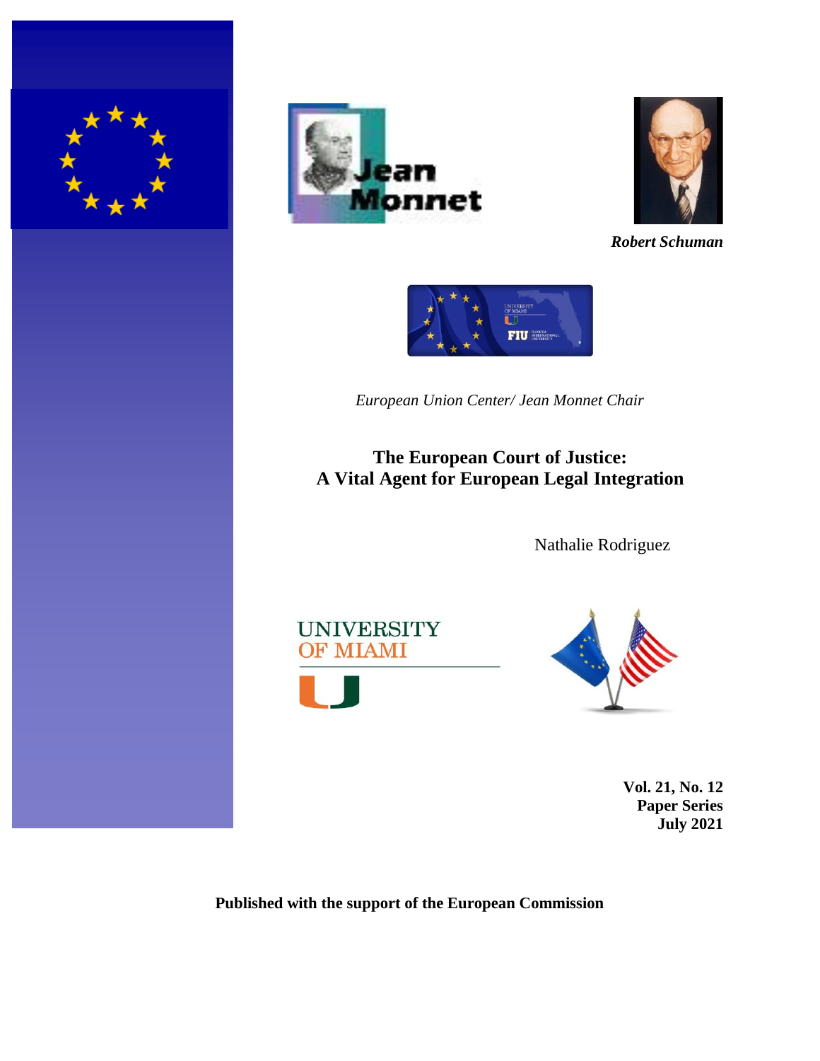Robert Schuman

*European Union Center/ Jean Monnet Chair*

# The European Court of Justice: A Vital Agent for European Legal Integration

Nathalie Rodriguez

**Vol. 21, No. 12**
**Paper Series**
**July 2021**

**Published with the support of the European Commission**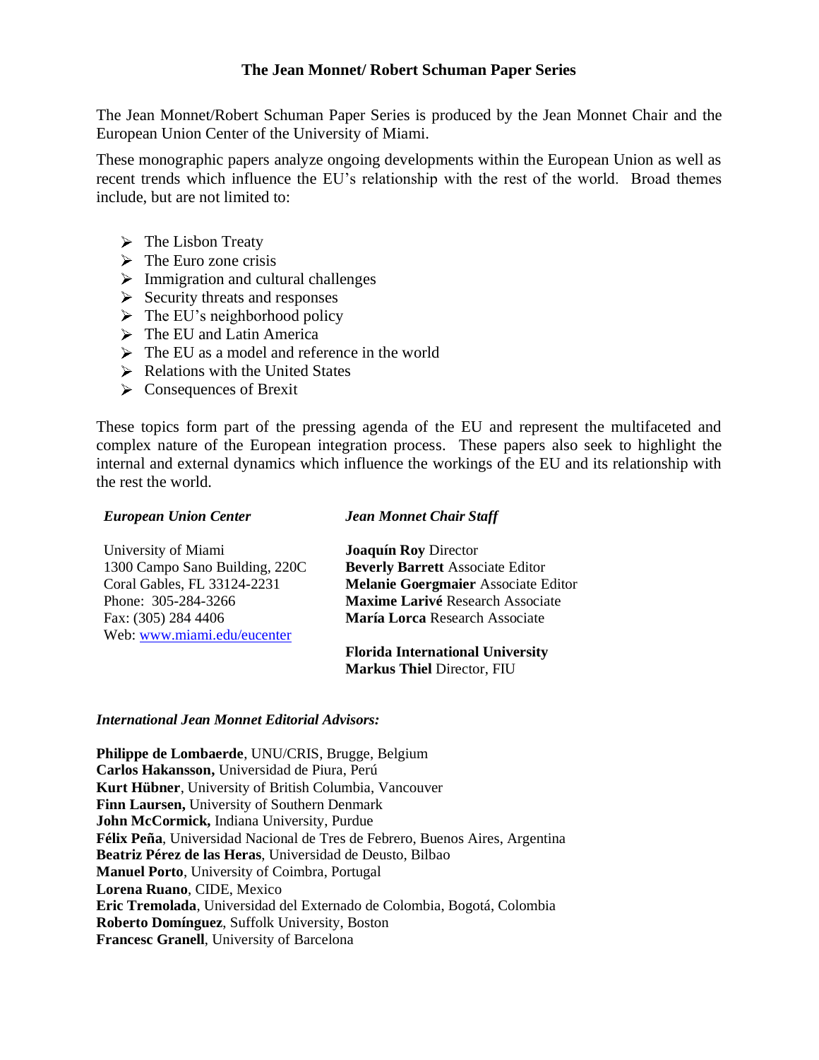## The Jean Monnet/ Robert Schuman Paper Series

The Jean Monnet/Robert Schuman Paper Series is produced by the Jean Monnet Chair and the European Union Center of the University of Miami.

These monographic papers analyze ongoing developments within the European Union as well as recent trends which influence the EU's relationship with the rest of the world. Broad themes include, but are not limited to:

- The Lisbon Treaty
- The Euro zone crisis
- Immigration and cultural challenges
- Security threats and responses
- The EU's neighborhood policy
- The EU and Latin America
- The EU as a model and reference in the world
- Relations with the United States
- Consequences of Brexit

These topics form part of the pressing agenda of the EU and represent the multifaceted and complex nature of the European integration process. These papers also seek to highlight the internal and external dynamics which influence the workings of the EU and its relationship with the rest the world.

***European Union Center***

University of Miami
1300 Campo Sano Building, 220C
Coral Gables, FL 33124-2231
Phone: 305-284-3266
Fax: (305) 284 4406
Web: www.miami.edu/eucenter

***Jean Monnet Chair Staff***

**Joaquín Roy** Director
**Beverly Barrett** Associate Editor
**Melanie Goergmaier** Associate Editor
**Maxime Larivé** Research Associate
**María Lorca** Research Associate

**Florida International University**
**Markus Thiel** Director, FIU

***International Jean Monnet Editorial Advisors:***

**Philippe de Lombaerde**, UNU/CRIS, Brugge, Belgium
**Carlos Hakansson,** Universidad de Piura, Perú
**Kurt Hübner**, University of British Columbia, Vancouver
**Finn Laursen,** University of Southern Denmark
**John McCormick,** Indiana University, Purdue
**Félix Peña**, Universidad Nacional de Tres de Febrero, Buenos Aires, Argentina
**Beatriz Pérez de las Heras**, Universidad de Deusto, Bilbao
**Manuel Porto**, University of Coimbra, Portugal
**Lorena Ruano**, CIDE, Mexico
**Eric Tremolada**, Universidad del Externado de Colombia, Bogotá, Colombia
**Roberto Domínguez**, Suffolk University, Boston
**Francesc Granell**, University of Barcelona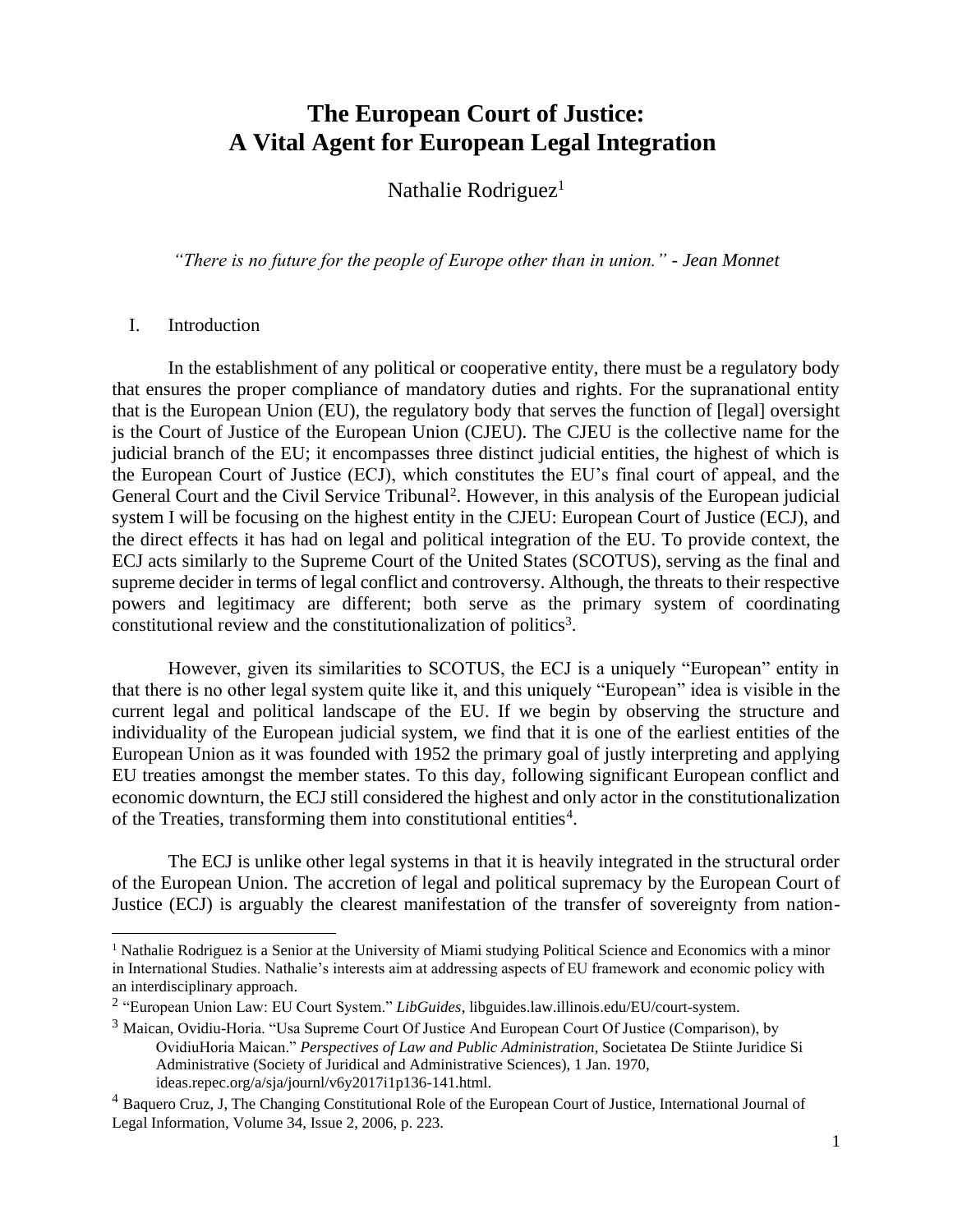# The European Court of Justice: A Vital Agent for European Legal Integration

Nathalie Rodriguez[1]

*"There is no future for the people of Europe other than in union." - Jean Monnet*

## I. Introduction

In the establishment of any political or cooperative entity, there must be a regulatory body that ensures the proper compliance of mandatory duties and rights. For the supranational entity that is the European Union (EU), the regulatory body that serves the function of [legal] oversight is the Court of Justice of the European Union (CJEU). The CJEU is the collective name for the judicial branch of the EU; it encompasses three distinct judicial entities, the highest of which is the European Court of Justice (ECJ), which constitutes the EU's final court of appeal, and the General Court and the Civil Service Tribunal[2]. However, in this analysis of the European judicial system I will be focusing on the highest entity in the CJEU: European Court of Justice (ECJ), and the direct effects it has had on legal and political integration of the EU. To provide context, the ECJ acts similarly to the Supreme Court of the United States (SCOTUS), serving as the final and supreme decider in terms of legal conflict and controversy. Although, the threats to their respective powers and legitimacy are different; both serve as the primary system of coordinating constitutional review and the constitutionalization of politics[3].

However, given its similarities to SCOTUS, the ECJ is a uniquely "European" entity in that there is no other legal system quite like it, and this uniquely "European" idea is visible in the current legal and political landscape of the EU. If we begin by observing the structure and individuality of the European judicial system, we find that it is one of the earliest entities of the European Union as it was founded with 1952 the primary goal of justly interpreting and applying EU treaties amongst the member states. To this day, following significant European conflict and economic downturn, the ECJ still considered the highest and only actor in the constitutionalization of the Treaties, transforming them into constitutional entities[4].

The ECJ is unlike other legal systems in that it is heavily integrated in the structural order of the European Union. The accretion of legal and political supremacy by the European Court of Justice (ECJ) is arguably the clearest manifestation of the transfer of sovereignty from nation-

---

[1] Nathalie Rodriguez is a Senior at the University of Miami studying Political Science and Economics with a minor in International Studies. Nathalie's interests aim at addressing aspects of EU framework and economic policy with an interdisciplinary approach.

[2] "European Union Law: EU Court System." *LibGuides*, libguides.law.illinois.edu/EU/court-system.

[3] Maican, Ovidiu-Horia. "Usa Supreme Court Of Justice And European Court Of Justice (Comparison), by OvidiuHoria Maican." *Perspectives of Law and Public Administration*, Societatea De Stiinte Juridice Si Administrative (Society of Juridical and Administrative Sciences), 1 Jan. 1970, ideas.repec.org/a/sja/journl/v6y2017i1p136-141.html.

[4] Baquero Cruz, J, The Changing Constitutional Role of the European Court of Justice, International Journal of Legal Information, Volume 34, Issue 2, 2006, p. 223.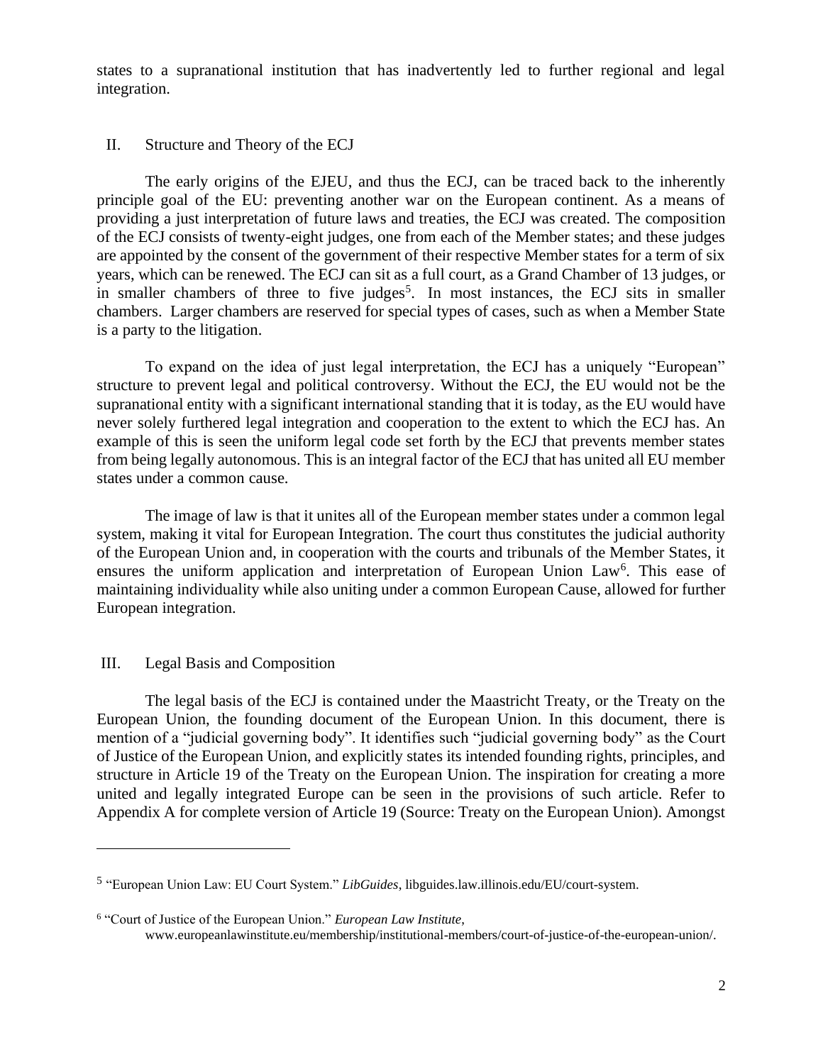states to a supranational institution that has inadvertently led to further regional and legal integration.

## II. Structure and Theory of the ECJ

The early origins of the EJEU, and thus the ECJ, can be traced back to the inherently principle goal of the EU: preventing another war on the European continent. As a means of providing a just interpretation of future laws and treaties, the ECJ was created. The composition of the ECJ consists of twenty-eight judges, one from each of the Member states; and these judges are appointed by the consent of the government of their respective Member states for a term of six years, which can be renewed. The ECJ can sit as a full court, as a Grand Chamber of 13 judges, or in smaller chambers of three to five judges[5]. In most instances, the ECJ sits in smaller chambers. Larger chambers are reserved for special types of cases, such as when a Member State is a party to the litigation.

To expand on the idea of just legal interpretation, the ECJ has a uniquely "European" structure to prevent legal and political controversy. Without the ECJ, the EU would not be the supranational entity with a significant international standing that it is today, as the EU would have never solely furthered legal integration and cooperation to the extent to which the ECJ has. An example of this is seen the uniform legal code set forth by the ECJ that prevents member states from being legally autonomous. This is an integral factor of the ECJ that has united all EU member states under a common cause.

The image of law is that it unites all of the European member states under a common legal system, making it vital for European Integration. The court thus constitutes the judicial authority of the European Union and, in cooperation with the courts and tribunals of the Member States, it ensures the uniform application and interpretation of European Union Law[6]. This ease of maintaining individuality while also uniting under a common European Cause, allowed for further European integration.

## III. Legal Basis and Composition

The legal basis of the ECJ is contained under the Maastricht Treaty, or the Treaty on the European Union, the founding document of the European Union. In this document, there is mention of a "judicial governing body". It identifies such "judicial governing body" as the Court of Justice of the European Union, and explicitly states its intended founding rights, principles, and structure in Article 19 of the Treaty on the European Union. The inspiration for creating a more united and legally integrated Europe can be seen in the provisions of such article. Refer to Appendix A for complete version of Article 19 (Source: Treaty on the European Union). Amongst

---

[5] "European Union Law: EU Court System." *LibGuides*, libguides.law.illinois.edu/EU/court-system.

[6] "Court of Justice of the European Union." *European Law Institute*, www.europeanlawinstitute.eu/membership/institutional-members/court-of-justice-of-the-european-union/.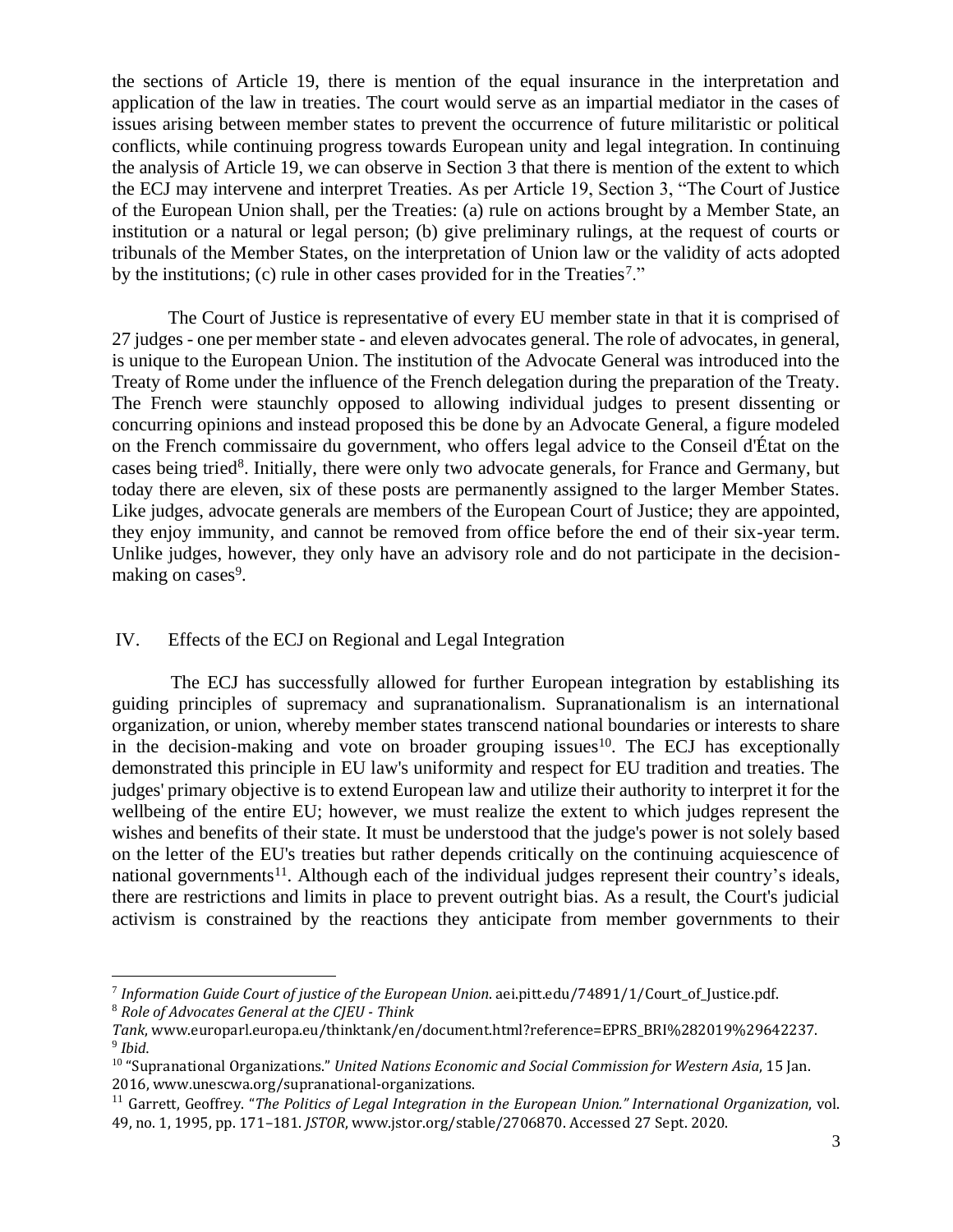the sections of Article 19, there is mention of the equal insurance in the interpretation and application of the law in treaties. The court would serve as an impartial mediator in the cases of issues arising between member states to prevent the occurrence of future militaristic or political conflicts, while continuing progress towards European unity and legal integration. In continuing the analysis of Article 19, we can observe in Section 3 that there is mention of the extent to which the ECJ may intervene and interpret Treaties. As per Article 19, Section 3, "The Court of Justice of the European Union shall, per the Treaties: (a) rule on actions brought by a Member State, an institution or a natural or legal person; (b) give preliminary rulings, at the request of courts or tribunals of the Member States, on the interpretation of Union law or the validity of acts adopted by the institutions; (c) rule in other cases provided for in the Treaties[7]."

The Court of Justice is representative of every EU member state in that it is comprised of 27 judges - one per member state - and eleven advocates general. The role of advocates, in general, is unique to the European Union. The institution of the Advocate General was introduced into the Treaty of Rome under the influence of the French delegation during the preparation of the Treaty. The French were staunchly opposed to allowing individual judges to present dissenting or concurring opinions and instead proposed this be done by an Advocate General, a figure modeled on the French commissaire du government, who offers legal advice to the Conseil d'État on the cases being tried[8]. Initially, there were only two advocate generals, for France and Germany, but today there are eleven, six of these posts are permanently assigned to the larger Member States. Like judges, advocate generals are members of the European Court of Justice; they are appointed, they enjoy immunity, and cannot be removed from office before the end of their six-year term. Unlike judges, however, they only have an advisory role and do not participate in the decision-making on cases[9].

## IV. Effects of the ECJ on Regional and Legal Integration

The ECJ has successfully allowed for further European integration by establishing its guiding principles of supremacy and supranationalism. Supranationalism is an international organization, or union, whereby member states transcend national boundaries or interests to share in the decision-making and vote on broader grouping issues[10]. The ECJ has exceptionally demonstrated this principle in EU law's uniformity and respect for EU tradition and treaties. The judges' primary objective is to extend European law and utilize their authority to interpret it for the wellbeing of the entire EU; however, we must realize the extent to which judges represent the wishes and benefits of their state. It must be understood that the judge's power is not solely based on the letter of the EU's treaties but rather depends critically on the continuing acquiescence of national governments[11]. Although each of the individual judges represent their country's ideals, there are restrictions and limits in place to prevent outright bias. As a result, the Court's judicial activism is constrained by the reactions they anticipate from member governments to their

---

[7] *Information Guide Court of justice of the European Union*. aei.pitt.edu/74891/1/Court_of_Justice.pdf.

[8] *Role of Advocates General at the CJEU - Think Tank*, www.europarl.europa.eu/thinktank/en/document.html?reference=EPRS_BRI%282019%29642237.

[9] *Ibid*.

[10] "Supranational Organizations." *United Nations Economic and Social Commission for Western Asia*, 15 Jan. 2016, www.unescwa.org/supranational-organizations.

[11] Garrett, Geoffrey. "*The Politics of Legal Integration in the European Union." International Organization*, vol. 49, no. 1, 1995, pp. 171–181. *JSTOR*, www.jstor.org/stable/2706870. Accessed 27 Sept. 2020.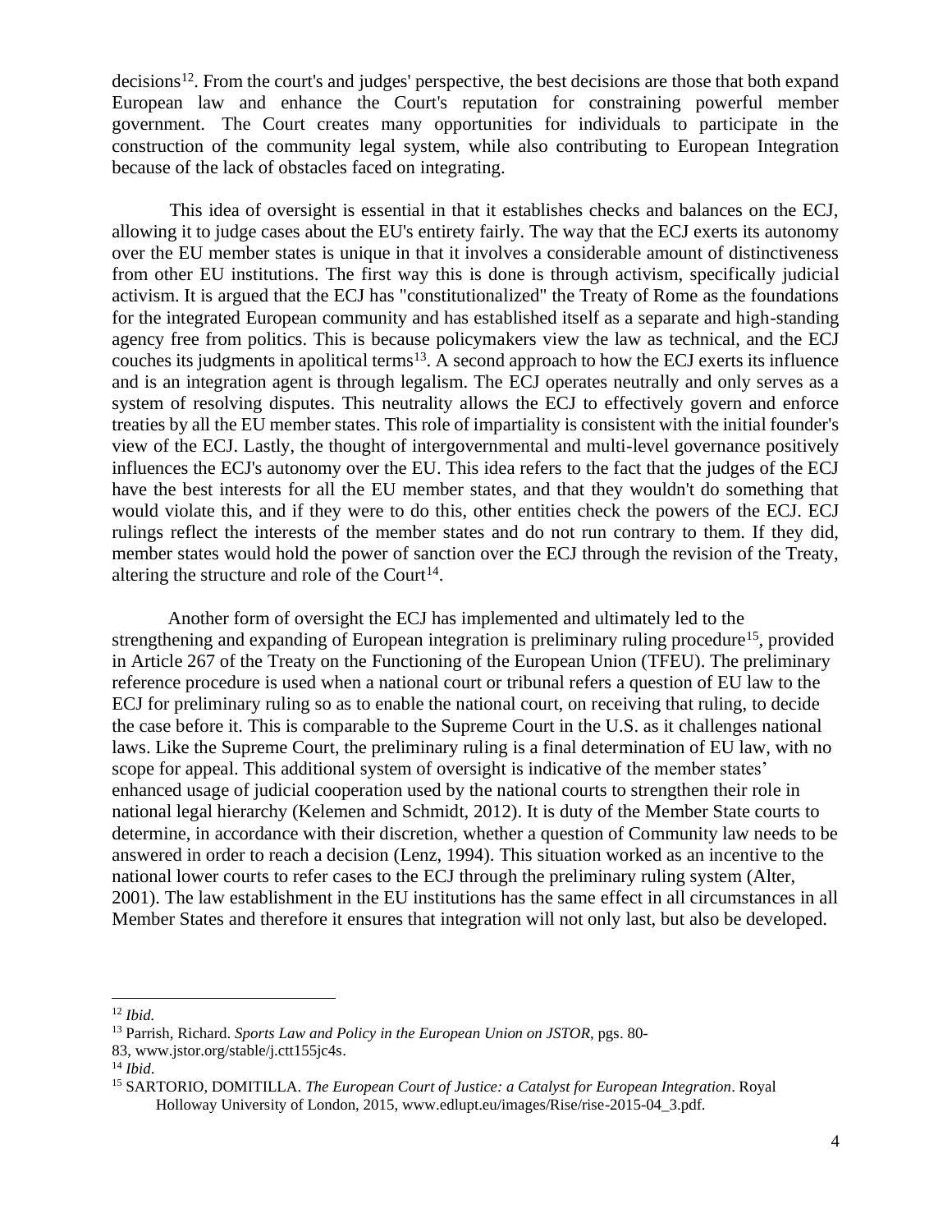decisions[12]. From the court's and judges' perspective, the best decisions are those that both expand European law and enhance the Court's reputation for constraining powerful member government. The Court creates many opportunities for individuals to participate in the construction of the community legal system, while also contributing to European Integration because of the lack of obstacles faced on integrating.

This idea of oversight is essential in that it establishes checks and balances on the ECJ, allowing it to judge cases about the EU's entirety fairly. The way that the ECJ exerts its autonomy over the EU member states is unique in that it involves a considerable amount of distinctiveness from other EU institutions. The first way this is done is through activism, specifically judicial activism. It is argued that the ECJ has "constitutionalized" the Treaty of Rome as the foundations for the integrated European community and has established itself as a separate and high-standing agency free from politics. This is because policymakers view the law as technical, and the ECJ couches its judgments in apolitical terms[13]. A second approach to how the ECJ exerts its influence and is an integration agent is through legalism. The ECJ operates neutrally and only serves as a system of resolving disputes. This neutrality allows the ECJ to effectively govern and enforce treaties by all the EU member states. This role of impartiality is consistent with the initial founder's view of the ECJ. Lastly, the thought of intergovernmental and multi-level governance positively influences the ECJ's autonomy over the EU. This idea refers to the fact that the judges of the ECJ have the best interests for all the EU member states, and that they wouldn't do something that would violate this, and if they were to do this, other entities check the powers of the ECJ. ECJ rulings reflect the interests of the member states and do not run contrary to them. If they did, member states would hold the power of sanction over the ECJ through the revision of the Treaty, altering the structure and role of the Court[14].

Another form of oversight the ECJ has implemented and ultimately led to the strengthening and expanding of European integration is preliminary ruling procedure[15], provided in Article 267 of the Treaty on the Functioning of the European Union (TFEU). The preliminary reference procedure is used when a national court or tribunal refers a question of EU law to the ECJ for preliminary ruling so as to enable the national court, on receiving that ruling, to decide the case before it. This is comparable to the Supreme Court in the U.S. as it challenges national laws. Like the Supreme Court, the preliminary ruling is a final determination of EU law, with no scope for appeal. This additional system of oversight is indicative of the member states' enhanced usage of judicial cooperation used by the national courts to strengthen their role in national legal hierarchy (Kelemen and Schmidt, 2012). It is duty of the Member State courts to determine, in accordance with their discretion, whether a question of Community law needs to be answered in order to reach a decision (Lenz, 1994). This situation worked as an incentive to the national lower courts to refer cases to the ECJ through the preliminary ruling system (Alter, 2001). The law establishment in the EU institutions has the same effect in all circumstances in all Member States and therefore it ensures that integration will not only last, but also be developed.

---

[12] *Ibid.*

[13] Parrish, Richard. *Sports Law and Policy in the European Union on JSTOR*, pgs. 80-83, www.jstor.org/stable/j.ctt155jc4s.

[14] *Ibid*.

[15] SARTORIO, DOMITILLA. *The European Court of Justice: a Catalyst for European Integration*. Royal Holloway University of London, 2015, www.edlupt.eu/images/Rise/rise-2015-04_3.pdf.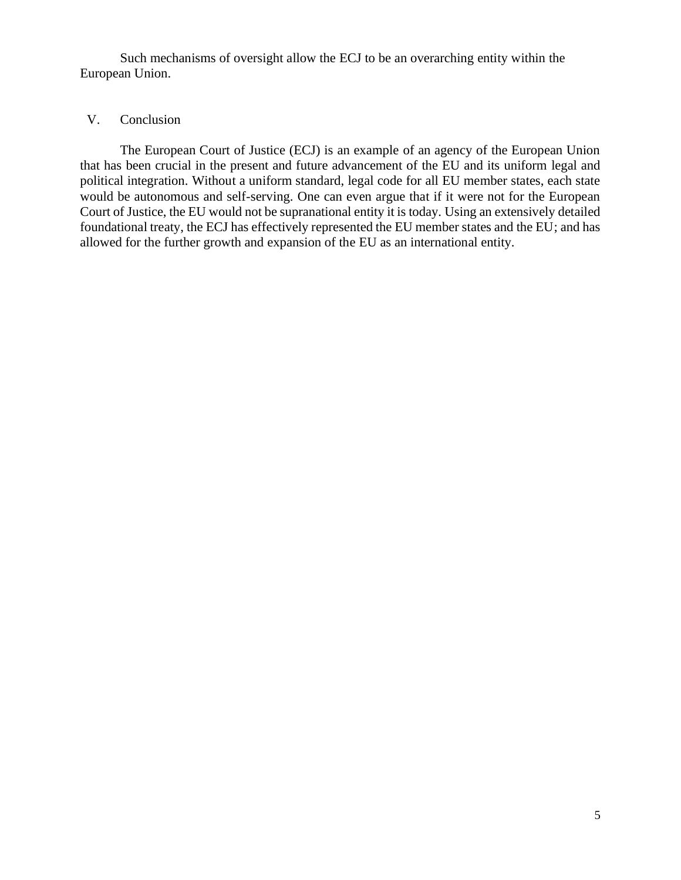Such mechanisms of oversight allow the ECJ to be an overarching entity within the European Union.

## V. Conclusion

The European Court of Justice (ECJ) is an example of an agency of the European Union that has been crucial in the present and future advancement of the EU and its uniform legal and political integration. Without a uniform standard, legal code for all EU member states, each state would be autonomous and self-serving. One can even argue that if it were not for the European Court of Justice, the EU would not be supranational entity it is today. Using an extensively detailed foundational treaty, the ECJ has effectively represented the EU member states and the EU; and has allowed for the further growth and expansion of the EU as an international entity.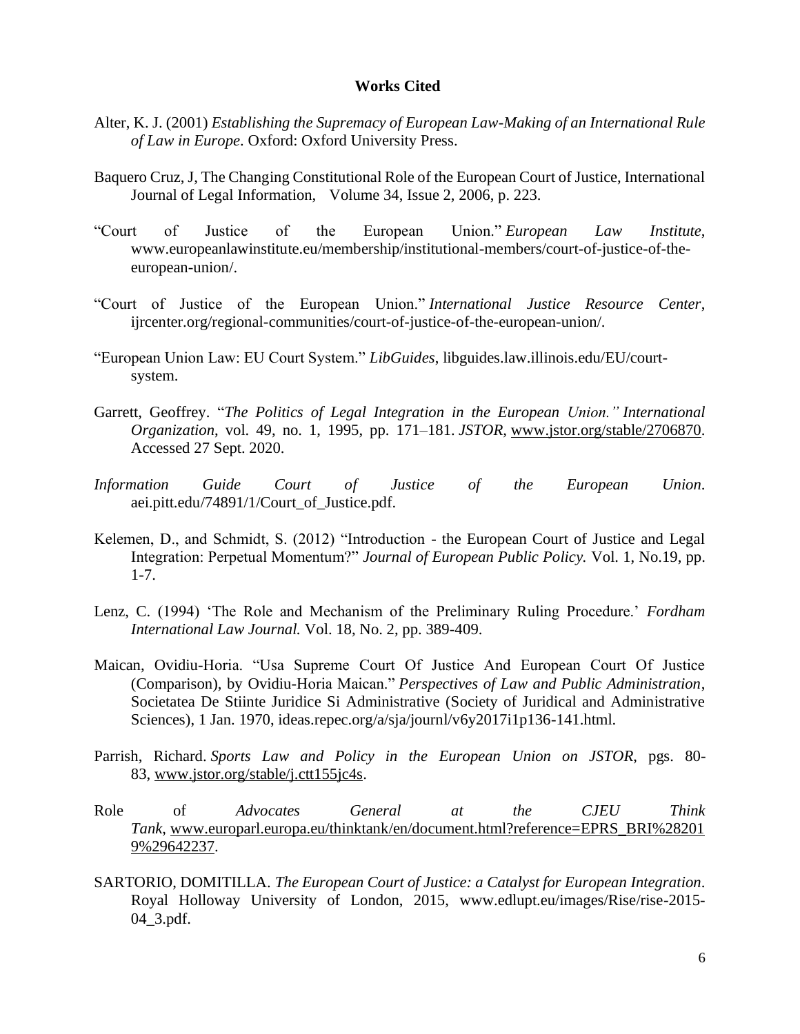**Works Cited**

Alter, K. J. (2001) *Establishing the Supremacy of European Law-Making of an International Rule of Law in Europe*. Oxford: Oxford University Press.

Baquero Cruz, J, The Changing Constitutional Role of the European Court of Justice, International Journal of Legal Information, Volume 34, Issue 2, 2006, p. 223.

"Court of Justice of the European Union." *European Law Institute*, www.europeanlawinstitute.eu/membership/institutional-members/court-of-justice-of-the-european-union/.

"Court of Justice of the European Union." *International Justice Resource Center*, ijrcenter.org/regional-communities/court-of-justice-of-the-european-union/.

"European Union Law: EU Court System." *LibGuides*, libguides.law.illinois.edu/EU/court-system.

Garrett, Geoffrey. "*The Politics of Legal Integration in the European Union." International Organization*, vol. 49, no. 1, 1995, pp. 171–181. *JSTOR*, www.jstor.org/stable/2706870. Accessed 27 Sept. 2020.

*Information Guide Court of Justice of the European Union*. aei.pitt.edu/74891/1/Court_of_Justice.pdf.

Kelemen, D., and Schmidt, S. (2012) "Introduction - the European Court of Justice and Legal Integration: Perpetual Momentum?" *Journal of European Public Policy.* Vol. 1, No.19, pp. 1-7.

Lenz, C. (1994) 'The Role and Mechanism of the Preliminary Ruling Procedure.' *Fordham International Law Journal.* Vol. 18, No. 2, pp. 389-409.

Maican, Ovidiu-Horia. "Usa Supreme Court Of Justice And European Court Of Justice (Comparison), by Ovidiu-Horia Maican." *Perspectives of Law and Public Administration*, Societatea De Stiinte Juridice Si Administrative (Society of Juridical and Administrative Sciences), 1 Jan. 1970, ideas.repec.org/a/sja/journl/v6y2017i1p136-141.html.

Parrish, Richard. *Sports Law and Policy in the European Union on JSTOR*, pgs. 80-83, www.jstor.org/stable/j.ctt155jc4s.

Role of *Advocates General at the CJEU Think Tank*, www.europarl.europa.eu/thinktank/en/document.html?reference=EPRS_BRI%282019%29642237.

SARTORIO, DOMITILLA. *The European Court of Justice: a Catalyst for European Integration*. Royal Holloway University of London, 2015, www.edlupt.eu/images/Rise/rise-2015-04_3.pdf.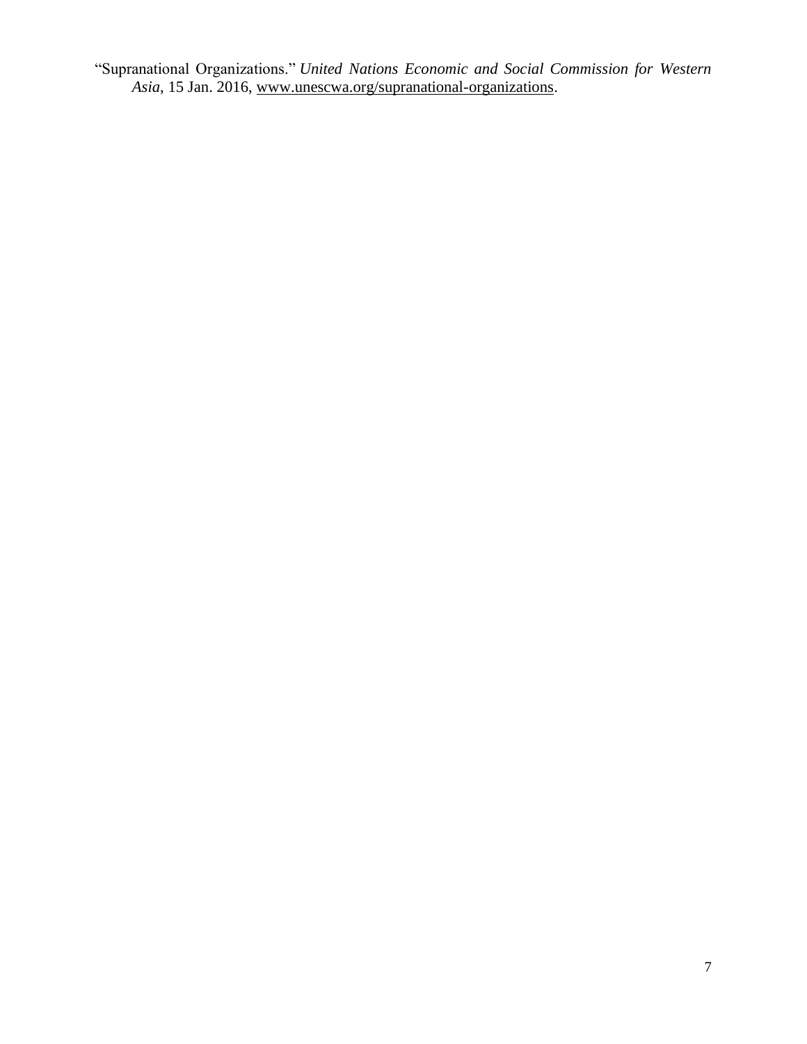"Supranational Organizations." *United Nations Economic and Social Commission for Western Asia*, 15 Jan. 2016, www.unescwa.org/supranational-organizations.